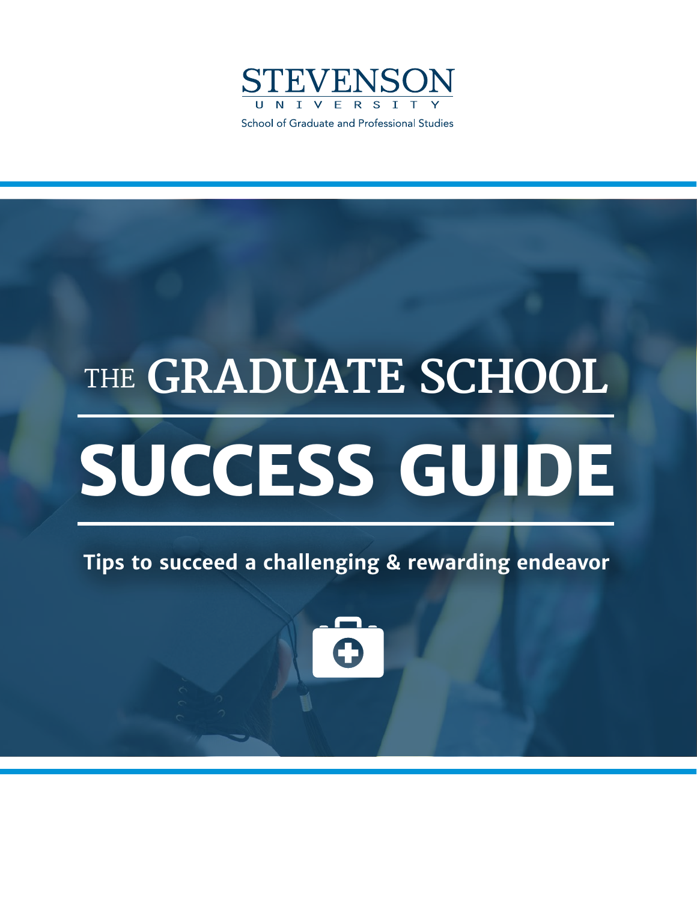STEVENSON UNIVERSITY

School of Graduate and Professional Studies

# THE GRADUATE SCHOOL SUCCESS GUIDE

**Tips to succeed a challenging & rewarding endeavor**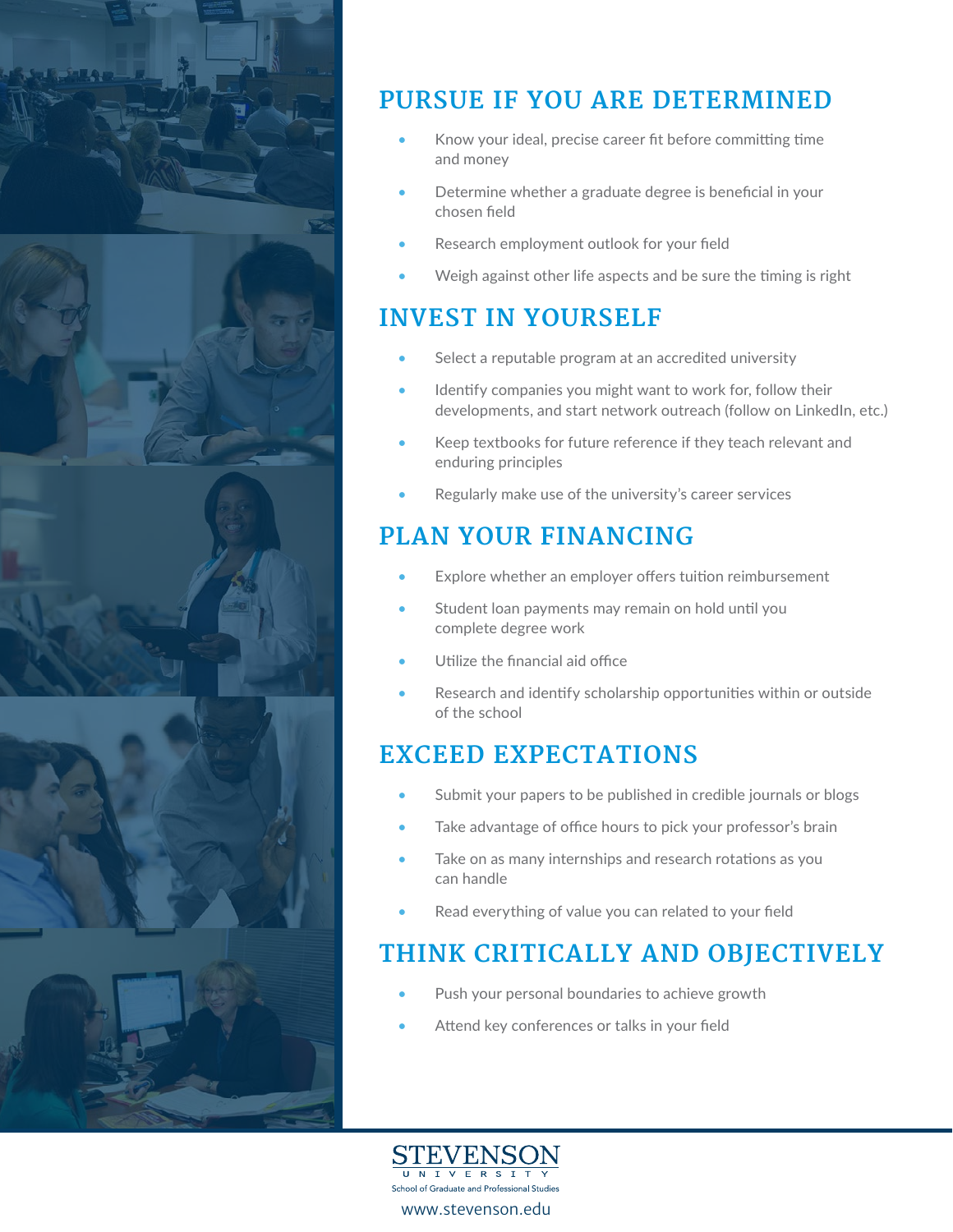## PURSUE IF YOU ARE DETERMINED

- Know your ideal, precise career fit before committing time and money
- Determine whether a graduate degree is beneficial in your chosen field
- Research employment outlook for your field
- Weigh against other life aspects and be sure the timing is right

## INVEST IN YOURSELF

- Select a reputable program at an accredited university
- Identify companies you might want to work for, follow their developments, and start network outreach (follow on LinkedIn, etc.)
- Keep textbooks for future reference if they teach relevant and enduring principles
- Regularly make use of the university's career services

## PLAN YOUR FINANCING

- Explore whether an employer offers tuition reimbursement
- Student loan payments may remain on hold until you complete degree work
- Utilize the financial aid office
- Research and identify scholarship opportunities within or outside of the school

## EXCEED EXPECTATIONS

- Submit your papers to be published in credible journals or blogs
- Take advantage of office hours to pick your professor's brain
- Take on as many internships and research rotations as you can handle
- Read everything of value you can related to your field

## THINK CRITICALLY AND OBJECTIVELY

- Push your personal boundaries to achieve growth
- Attend key conferences or talks in your field

STEVENSON UNIVERSITY
School of Graduate and Professional Studies

www.stevenson.edu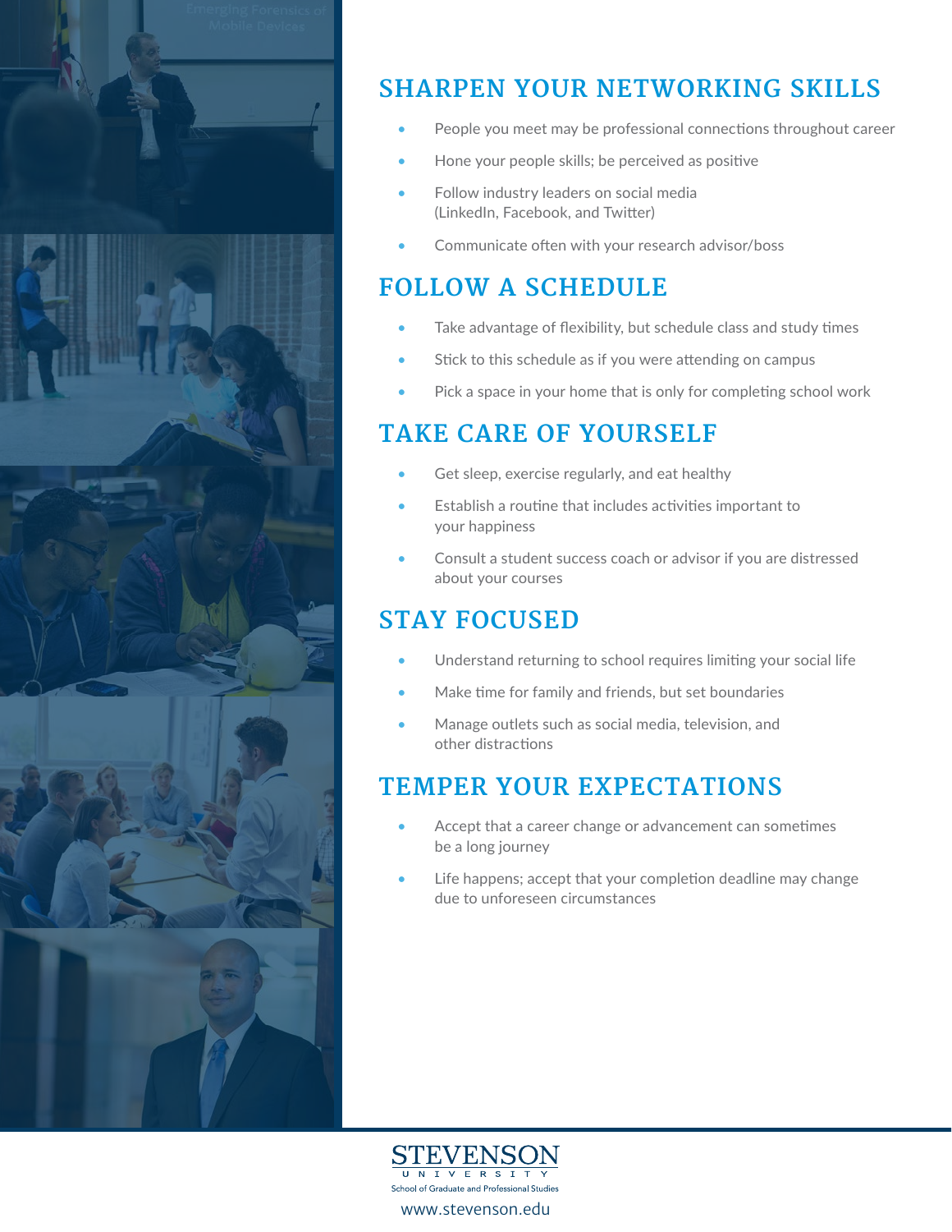## SHARPEN YOUR NETWORKING SKILLS

- People you meet may be professional connections throughout career
- Hone your people skills; be perceived as positive
- Follow industry leaders on social media (LinkedIn, Facebook, and Twitter)
- Communicate often with your research advisor/boss

## FOLLOW A SCHEDULE

- Take advantage of flexibility, but schedule class and study times
- Stick to this schedule as if you were attending on campus
- Pick a space in your home that is only for completing school work

## TAKE CARE OF YOURSELF

- Get sleep, exercise regularly, and eat healthy
- Establish a routine that includes activities important to your happiness
- Consult a student success coach or advisor if you are distressed about your courses

## STAY FOCUSED

- Understand returning to school requires limiting your social life
- Make time for family and friends, but set boundaries
- Manage outlets such as social media, television, and other distractions

## TEMPER YOUR EXPECTATIONS

- Accept that a career change or advancement can sometimes be a long journey
- Life happens; accept that your completion deadline may change due to unforeseen circumstances

STEVENSON UNIVERSITY
School of Graduate and Professional Studies
www.stevenson.edu